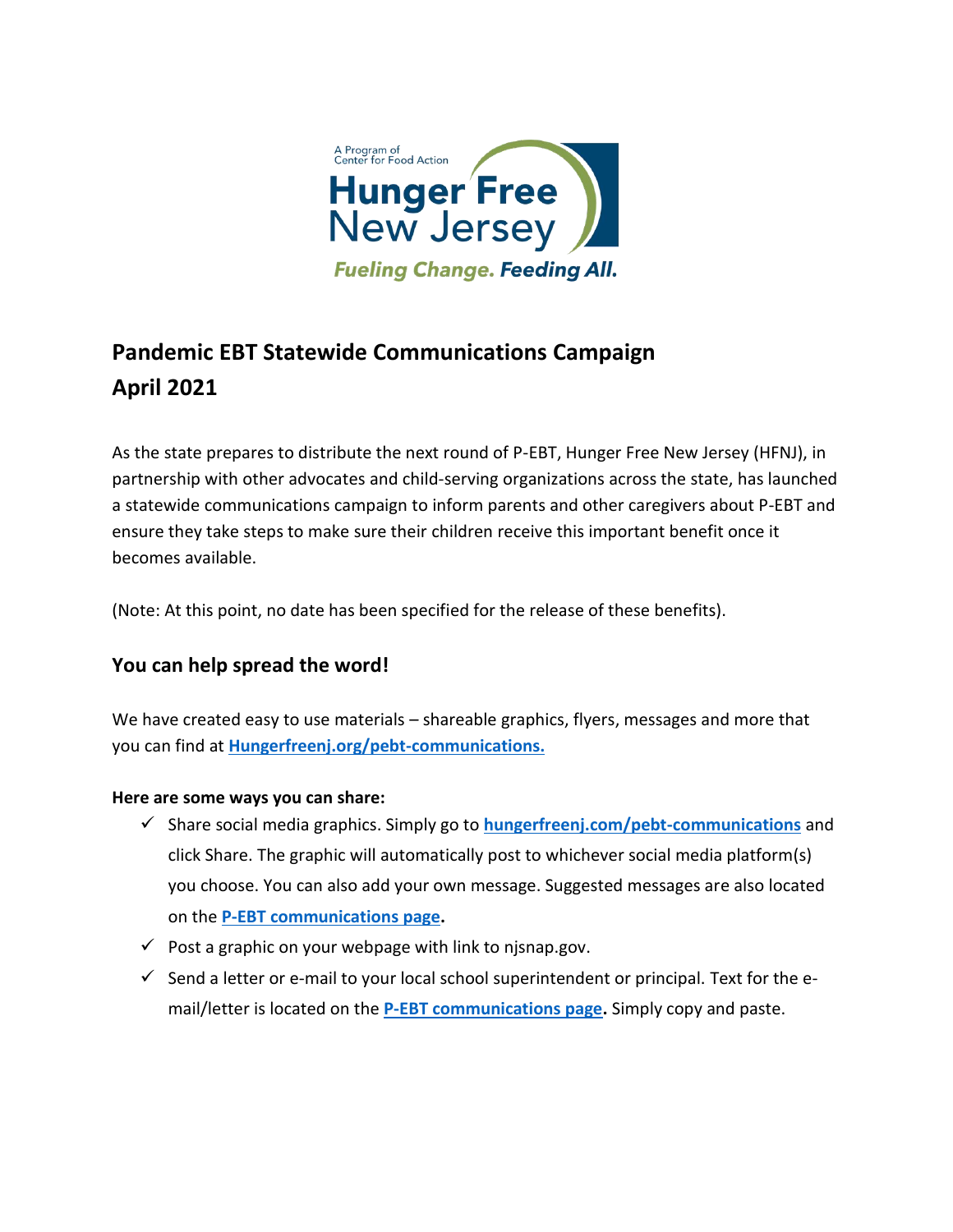A Program of Center for Food Action

**Hunger Free New Jersey**

*Fueling Change. Feeding All.*

## Pandemic EBT Statewide Communications Campaign
## April 2021

As the state prepares to distribute the next round of P-EBT, Hunger Free New Jersey (HFNJ), in partnership with other advocates and child-serving organizations across the state, has launched a statewide communications campaign to inform parents and other caregivers about P-EBT and ensure they take steps to make sure their children receive this important benefit once it becomes available.

(Note: At this point, no date has been specified for the release of these benefits).

### You can help spread the word!

We have created easy to use materials – shareable graphics, flyers, messages and more that you can find at **Hungerfreenj.org/pebt-communications.**

**Here are some ways you can share:**

- ✓ Share social media graphics. Simply go to **hungerfreenj.com/pebt-communications** and click Share. The graphic will automatically post to whichever social media platform(s) you choose. You can also add your own message. Suggested messages are also located on the **P-EBT communications page.**
- ✓ Post a graphic on your webpage with link to njsnap.gov.
- ✓ Send a letter or e-mail to your local school superintendent or principal. Text for the e-mail/letter is located on the **P-EBT communications page.** Simply copy and paste.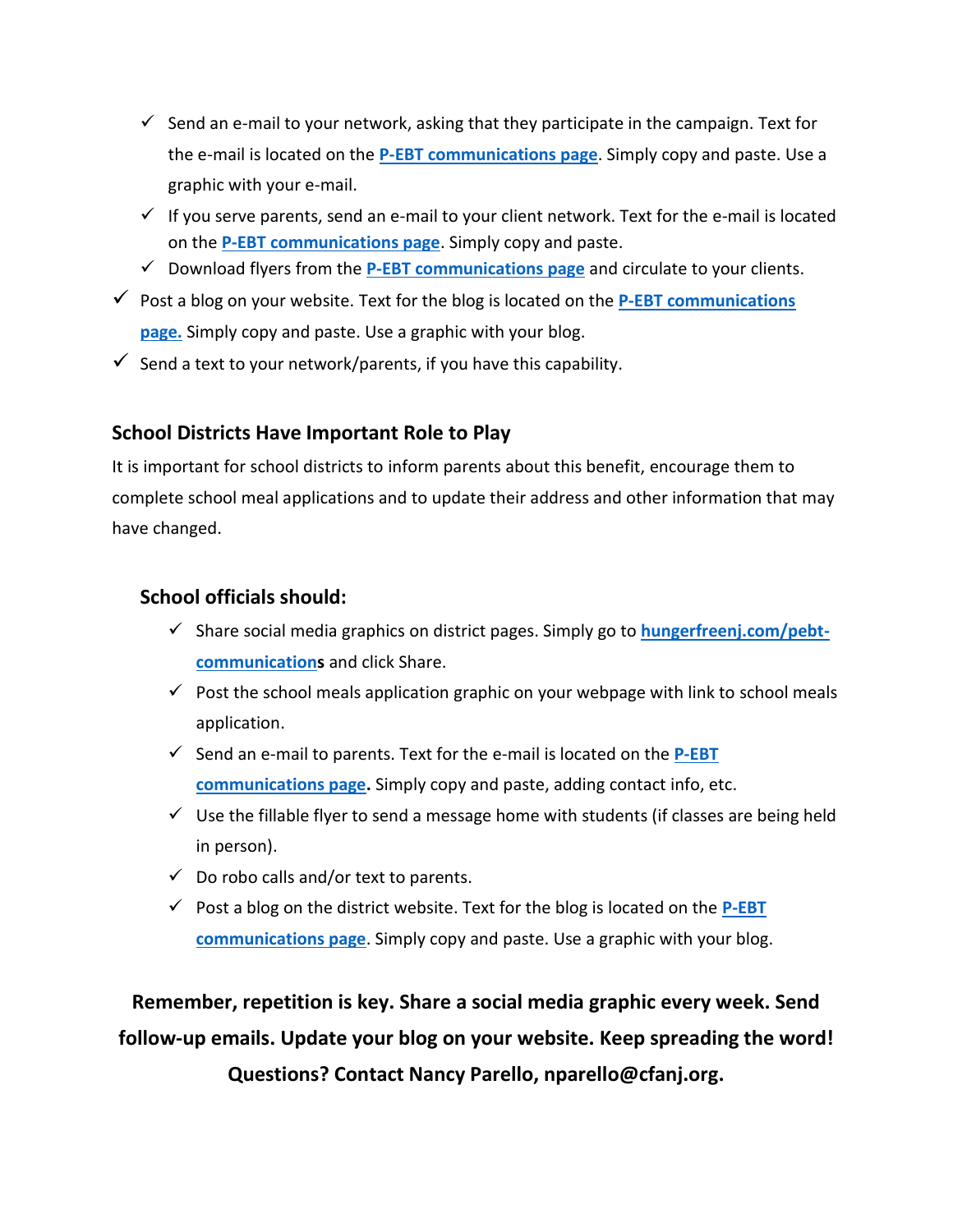- ✓ Send an e-mail to your network, asking that they participate in the campaign. Text for the e-mail is located on the **P-EBT communications page**. Simply copy and paste. Use a graphic with your e-mail.
- ✓ If you serve parents, send an e-mail to your client network. Text for the e-mail is located on the **P-EBT communications page**. Simply copy and paste.
- ✓ Download flyers from the **P-EBT communications page** and circulate to your clients.
- ✓ Post a blog on your website. Text for the blog is located on the **P-EBT communications page.** Simply copy and paste. Use a graphic with your blog.
- ✓ Send a text to your network/parents, if you have this capability.

### School Districts Have Important Role to Play

It is important for school districts to inform parents about this benefit, encourage them to complete school meal applications and to update their address and other information that may have changed.

### School officials should:

- ✓ Share social media graphics on district pages. Simply go to **hungerfreenj.com/pebt-communications** and click Share.
- ✓ Post the school meals application graphic on your webpage with link to school meals application.
- ✓ Send an e-mail to parents. Text for the e-mail is located on the **P-EBT communications page.** Simply copy and paste, adding contact info, etc.
- ✓ Use the fillable flyer to send a message home with students (if classes are being held in person).
- ✓ Do robo calls and/or text to parents.
- ✓ Post a blog on the district website. Text for the blog is located on the **P-EBT communications page**. Simply copy and paste. Use a graphic with your blog.

**Remember, repetition is key. Share a social media graphic every week. Send follow-up emails. Update your blog on your website. Keep spreading the word! Questions? Contact Nancy Parello, nparello@cfanj.org.**